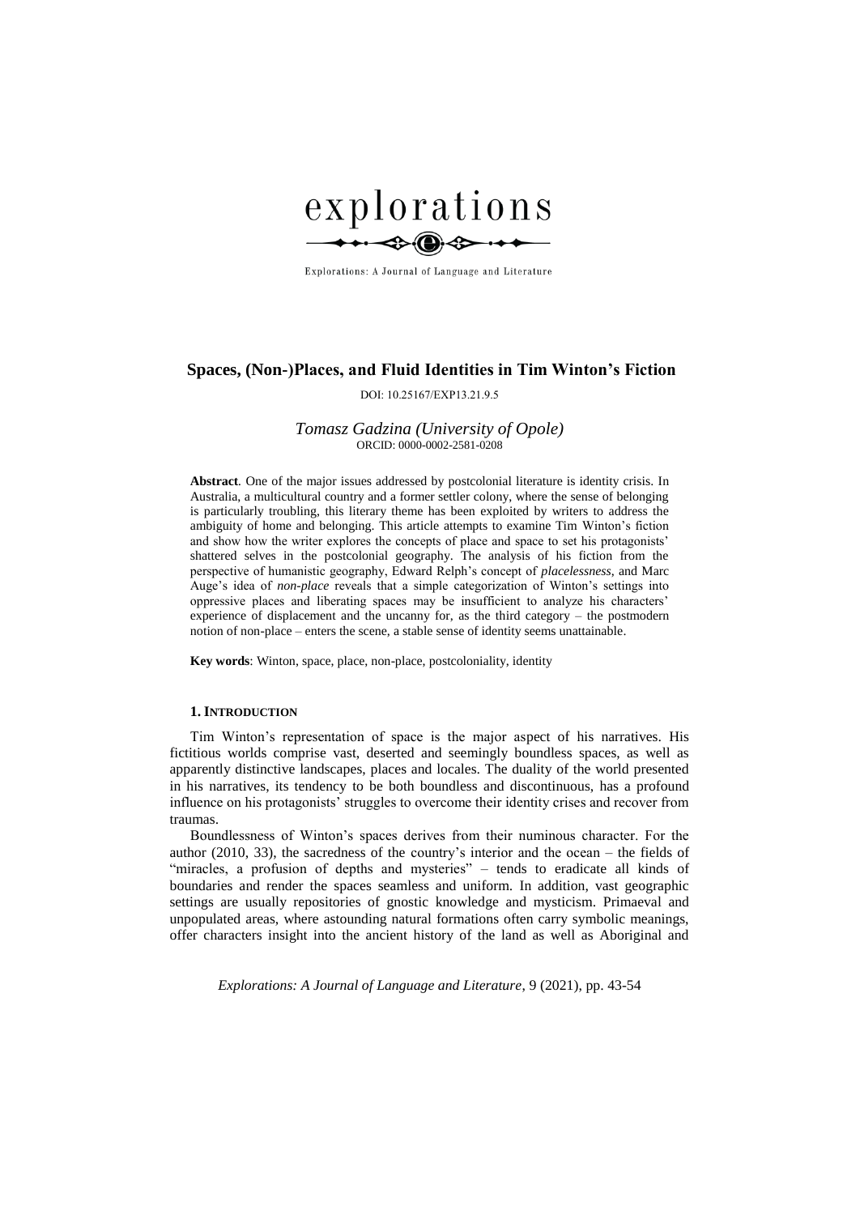explorations

Explorations: A Journal of Language and Literature

# Spaces, (Non-)Places, and Fluid Identities in Tim Winton's Fiction

DOI: 10.25167/EXP13.21.9.5

*Tomasz Gadzina (University of Opole)*
ORCID: 0000-0002-2581-0208

**Abstract**. One of the major issues addressed by postcolonial literature is identity crisis. In Australia, a multicultural country and a former settler colony, where the sense of belonging is particularly troubling, this literary theme has been exploited by writers to address the ambiguity of home and belonging. This article attempts to examine Tim Winton's fiction and show how the writer explores the concepts of place and space to set his protagonists' shattered selves in the postcolonial geography. The analysis of his fiction from the perspective of humanistic geography, Edward Relph's concept of *placelessness*, and Marc Auge's idea of *non-place* reveals that a simple categorization of Winton's settings into oppressive places and liberating spaces may be insufficient to analyze his characters' experience of displacement and the uncanny for, as the third category – the postmodern notion of non-place – enters the scene, a stable sense of identity seems unattainable.

**Key words**: Winton, space, place, non-place, postcoloniality, identity

## 1. Introduction

Tim Winton's representation of space is the major aspect of his narratives. His fictitious worlds comprise vast, deserted and seemingly boundless spaces, as well as apparently distinctive landscapes, places and locales. The duality of the world presented in his narratives, its tendency to be both boundless and discontinuous, has a profound influence on his protagonists' struggles to overcome their identity crises and recover from traumas.

Boundlessness of Winton's spaces derives from their numinous character. For the author (2010, 33), the sacredness of the country's interior and the ocean – the fields of "miracles, a profusion of depths and mysteries" – tends to eradicate all kinds of boundaries and render the spaces seamless and uniform. In addition, vast geographic settings are usually repositories of gnostic knowledge and mysticism. Primaeval and unpopulated areas, where astounding natural formations often carry symbolic meanings, offer characters insight into the ancient history of the land as well as Aboriginal and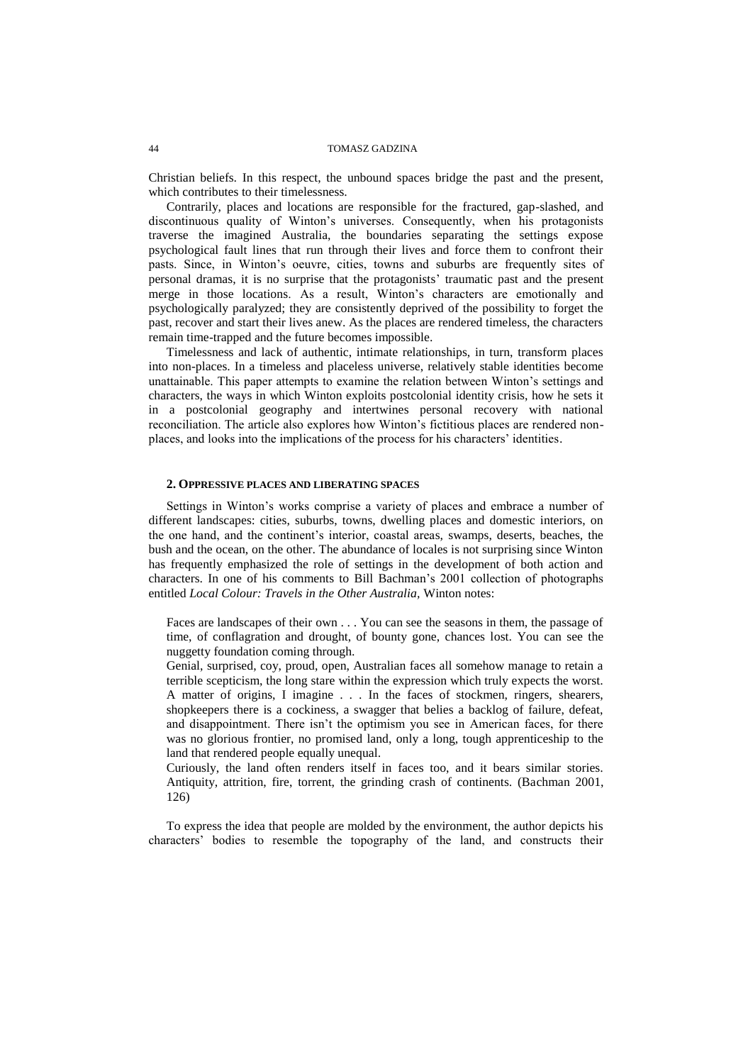Christian beliefs. In this respect, the unbound spaces bridge the past and the present, which contributes to their timelessness.

Contrarily, places and locations are responsible for the fractured, gap-slashed, and discontinuous quality of Winton's universes. Consequently, when his protagonists traverse the imagined Australia, the boundaries separating the settings expose psychological fault lines that run through their lives and force them to confront their pasts. Since, in Winton's oeuvre, cities, towns and suburbs are frequently sites of personal dramas, it is no surprise that the protagonists' traumatic past and the present merge in those locations. As a result, Winton's characters are emotionally and psychologically paralyzed; they are consistently deprived of the possibility to forget the past, recover and start their lives anew. As the places are rendered timeless, the characters remain time-trapped and the future becomes impossible.

Timelessness and lack of authentic, intimate relationships, in turn, transform places into non-places. In a timeless and placeless universe, relatively stable identities become unattainable. This paper attempts to examine the relation between Winton's settings and characters, the ways in which Winton exploits postcolonial identity crisis, how he sets it in a postcolonial geography and intertwines personal recovery with national reconciliation. The article also explores how Winton's fictitious places are rendered non-places, and looks into the implications of the process for his characters' identities.

## 2. Oppressive places and liberating spaces

Settings in Winton's works comprise a variety of places and embrace a number of different landscapes: cities, suburbs, towns, dwelling places and domestic interiors, on the one hand, and the continent's interior, coastal areas, swamps, deserts, beaches, the bush and the ocean, on the other. The abundance of locales is not surprising since Winton has frequently emphasized the role of settings in the development of both action and characters. In one of his comments to Bill Bachman's 2001 collection of photographs entitled *Local Colour: Travels in the Other Australia*, Winton notes:

> Faces are landscapes of their own . . . You can see the seasons in them, the passage of time, of conflagration and drought, of bounty gone, chances lost. You can see the nuggetty foundation coming through.
>
> Genial, surprised, coy, proud, open, Australian faces all somehow manage to retain a terrible scepticism, the long stare within the expression which truly expects the worst. A matter of origins, I imagine . . . In the faces of stockmen, ringers, shearers, shopkeepers there is a cockiness, a swagger that belies a backlog of failure, defeat, and disappointment. There isn't the optimism you see in American faces, for there was no glorious frontier, no promised land, only a long, tough apprenticeship to the land that rendered people equally unequal.
>
> Curiously, the land often renders itself in faces too, and it bears similar stories. Antiquity, attrition, fire, torrent, the grinding crash of continents. (Bachman 2001, 126)

To express the idea that people are molded by the environment, the author depicts his characters' bodies to resemble the topography of the land, and constructs their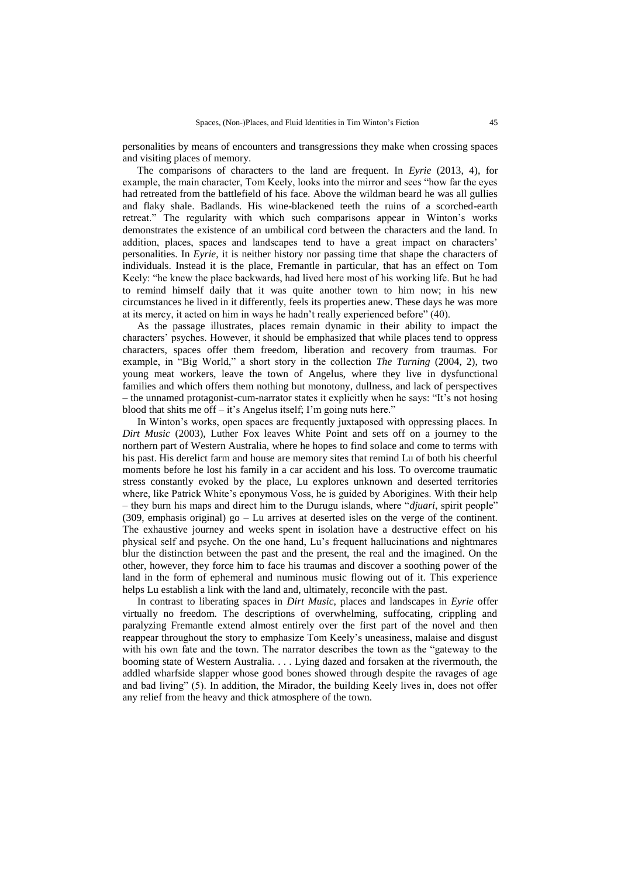personalities by means of encounters and transgressions they make when crossing spaces and visiting places of memory.

The comparisons of characters to the land are frequent. In *Eyrie* (2013, 4), for example, the main character, Tom Keely, looks into the mirror and sees "how far the eyes had retreated from the battlefield of his face. Above the wildman beard he was all gullies and flaky shale. Badlands. His wine-blackened teeth the ruins of a scorched-earth retreat." The regularity with which such comparisons appear in Winton's works demonstrates the existence of an umbilical cord between the characters and the land. In addition, places, spaces and landscapes tend to have a great impact on characters' personalities. In *Eyrie*, it is neither history nor passing time that shape the characters of individuals. Instead it is the place, Fremantle in particular, that has an effect on Tom Keely: "he knew the place backwards, had lived here most of his working life. But he had to remind himself daily that it was quite another town to him now; in his new circumstances he lived in it differently, feels its properties anew. These days he was more at its mercy, it acted on him in ways he hadn't really experienced before" (40).

As the passage illustrates, places remain dynamic in their ability to impact the characters' psyches. However, it should be emphasized that while places tend to oppress characters, spaces offer them freedom, liberation and recovery from traumas. For example, in "Big World," a short story in the collection *The Turning* (2004, 2), two young meat workers, leave the town of Angelus, where they live in dysfunctional families and which offers them nothing but monotony, dullness, and lack of perspectives – the unnamed protagonist-cum-narrator states it explicitly when he says: "It's not hosing blood that shits me off – it's Angelus itself; I'm going nuts here."

In Winton's works, open spaces are frequently juxtaposed with oppressing places. In *Dirt Music* (2003), Luther Fox leaves White Point and sets off on a journey to the northern part of Western Australia, where he hopes to find solace and come to terms with his past. His derelict farm and house are memory sites that remind Lu of both his cheerful moments before he lost his family in a car accident and his loss. To overcome traumatic stress constantly evoked by the place, Lu explores unknown and deserted territories where, like Patrick White's eponymous Voss, he is guided by Aborigines. With their help – they burn his maps and direct him to the Durugu islands, where "*djuari*, spirit people" (309, emphasis original) go – Lu arrives at deserted isles on the verge of the continent. The exhaustive journey and weeks spent in isolation have a destructive effect on his physical self and psyche. On the one hand, Lu's frequent hallucinations and nightmares blur the distinction between the past and the present, the real and the imagined. On the other, however, they force him to face his traumas and discover a soothing power of the land in the form of ephemeral and numinous music flowing out of it. This experience helps Lu establish a link with the land and, ultimately, reconcile with the past.

In contrast to liberating spaces in *Dirt Music*, places and landscapes in *Eyrie* offer virtually no freedom. The descriptions of overwhelming, suffocating, crippling and paralyzing Fremantle extend almost entirely over the first part of the novel and then reappear throughout the story to emphasize Tom Keely's uneasiness, malaise and disgust with his own fate and the town. The narrator describes the town as the "gateway to the booming state of Western Australia. . . . Lying dazed and forsaken at the rivermouth, the addled wharfside slapper whose good bones showed through despite the ravages of age and bad living" (5). In addition, the Mirador, the building Keely lives in, does not offer any relief from the heavy and thick atmosphere of the town.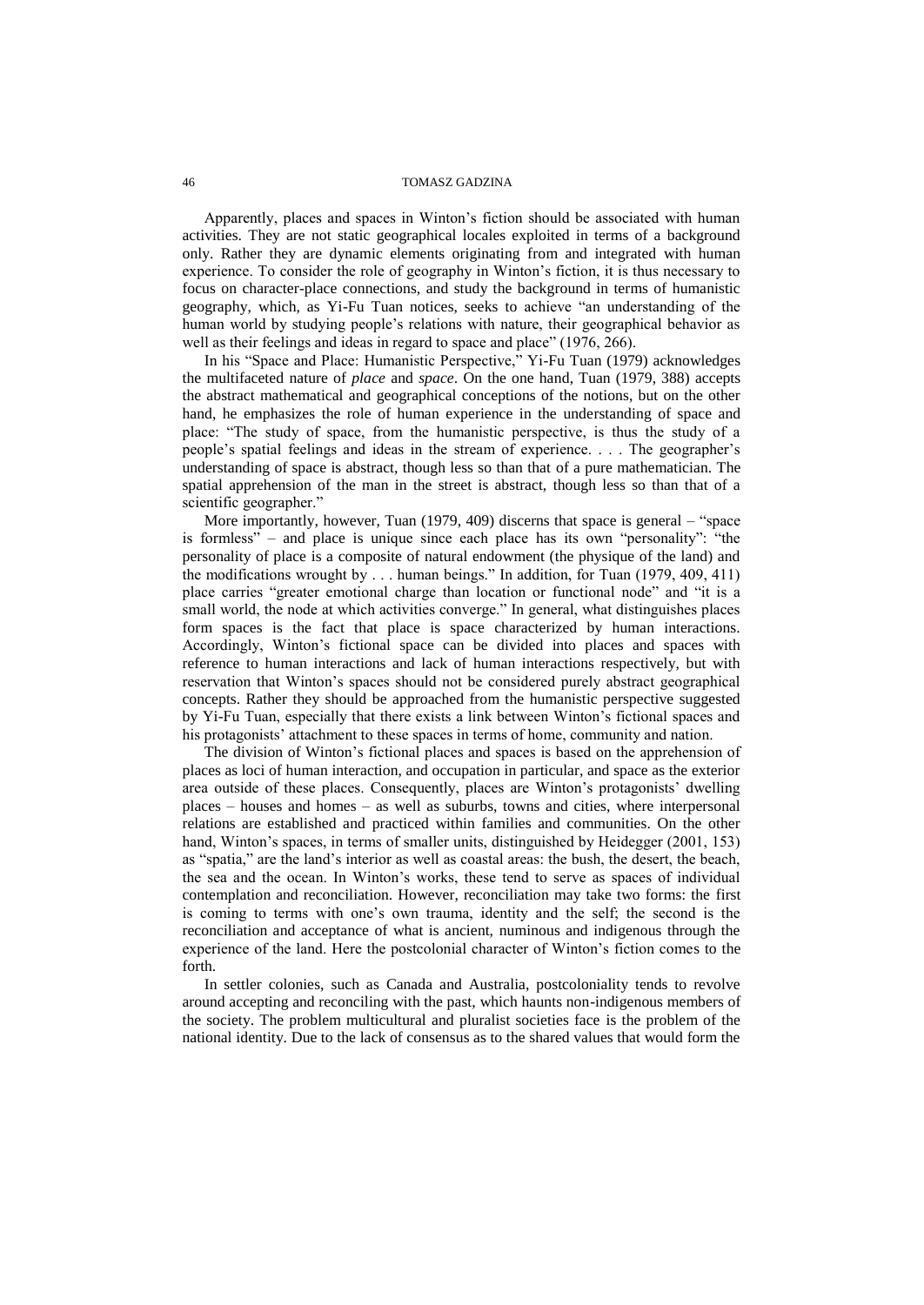Apparently, places and spaces in Winton's fiction should be associated with human activities. They are not static geographical locales exploited in terms of a background only. Rather they are dynamic elements originating from and integrated with human experience. To consider the role of geography in Winton's fiction, it is thus necessary to focus on character-place connections, and study the background in terms of humanistic geography, which, as Yi-Fu Tuan notices, seeks to achieve "an understanding of the human world by studying people's relations with nature, their geographical behavior as well as their feelings and ideas in regard to space and place" (1976, 266).

In his "Space and Place: Humanistic Perspective," Yi-Fu Tuan (1979) acknowledges the multifaceted nature of *place* and *space*. On the one hand, Tuan (1979, 388) accepts the abstract mathematical and geographical conceptions of the notions, but on the other hand, he emphasizes the role of human experience in the understanding of space and place: "The study of space, from the humanistic perspective, is thus the study of a people's spatial feelings and ideas in the stream of experience. . . . The geographer's understanding of space is abstract, though less so than that of a pure mathematician. The spatial apprehension of the man in the street is abstract, though less so than that of a scientific geographer."

More importantly, however, Tuan (1979, 409) discerns that space is general – "space is formless" – and place is unique since each place has its own "personality": "the personality of place is a composite of natural endowment (the physique of the land) and the modifications wrought by . . . human beings." In addition, for Tuan (1979, 409, 411) place carries "greater emotional charge than location or functional node" and "it is a small world, the node at which activities converge." In general, what distinguishes places form spaces is the fact that place is space characterized by human interactions. Accordingly, Winton's fictional space can be divided into places and spaces with reference to human interactions and lack of human interactions respectively, but with reservation that Winton's spaces should not be considered purely abstract geographical concepts. Rather they should be approached from the humanistic perspective suggested by Yi-Fu Tuan, especially that there exists a link between Winton's fictional spaces and his protagonists' attachment to these spaces in terms of home, community and nation.

The division of Winton's fictional places and spaces is based on the apprehension of places as loci of human interaction, and occupation in particular, and space as the exterior area outside of these places. Consequently, places are Winton's protagonists' dwelling places – houses and homes – as well as suburbs, towns and cities, where interpersonal relations are established and practiced within families and communities. On the other hand, Winton's spaces, in terms of smaller units, distinguished by Heidegger (2001, 153) as "spatia," are the land's interior as well as coastal areas: the bush, the desert, the beach, the sea and the ocean. In Winton's works, these tend to serve as spaces of individual contemplation and reconciliation. However, reconciliation may take two forms: the first is coming to terms with one's own trauma, identity and the self; the second is the reconciliation and acceptance of what is ancient, numinous and indigenous through the experience of the land. Here the postcolonial character of Winton's fiction comes to the forth.

In settler colonies, such as Canada and Australia, postcoloniality tends to revolve around accepting and reconciling with the past, which haunts non-indigenous members of the society. The problem multicultural and pluralist societies face is the problem of the national identity. Due to the lack of consensus as to the shared values that would form the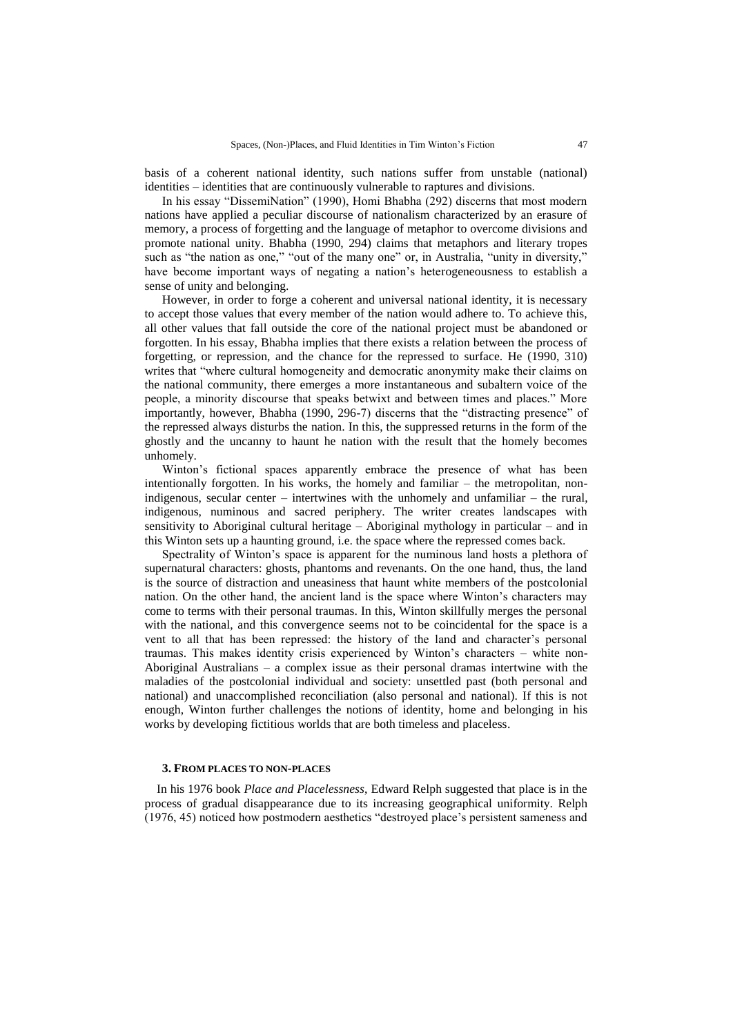basis of a coherent national identity, such nations suffer from unstable (national) identities – identities that are continuously vulnerable to raptures and divisions.

In his essay "DissemiNation" (1990), Homi Bhabha (292) discerns that most modern nations have applied a peculiar discourse of nationalism characterized by an erasure of memory, a process of forgetting and the language of metaphor to overcome divisions and promote national unity. Bhabha (1990, 294) claims that metaphors and literary tropes such as "the nation as one," "out of the many one" or, in Australia, "unity in diversity," have become important ways of negating a nation's heterogeneousness to establish a sense of unity and belonging.

However, in order to forge a coherent and universal national identity, it is necessary to accept those values that every member of the nation would adhere to. To achieve this, all other values that fall outside the core of the national project must be abandoned or forgotten. In his essay, Bhabha implies that there exists a relation between the process of forgetting, or repression, and the chance for the repressed to surface. He (1990, 310) writes that "where cultural homogeneity and democratic anonymity make their claims on the national community, there emerges a more instantaneous and subaltern voice of the people, a minority discourse that speaks betwixt and between times and places." More importantly, however, Bhabha (1990, 296-7) discerns that the "distracting presence" of the repressed always disturbs the nation. In this, the suppressed returns in the form of the ghostly and the uncanny to haunt he nation with the result that the homely becomes unhomely.

Winton's fictional spaces apparently embrace the presence of what has been intentionally forgotten. In his works, the homely and familiar – the metropolitan, non-indigenous, secular center – intertwines with the unhomely and unfamiliar – the rural, indigenous, numinous and sacred periphery. The writer creates landscapes with sensitivity to Aboriginal cultural heritage – Aboriginal mythology in particular – and in this Winton sets up a haunting ground, i.e. the space where the repressed comes back.

Spectrality of Winton's space is apparent for the numinous land hosts a plethora of supernatural characters: ghosts, phantoms and revenants. On the one hand, thus, the land is the source of distraction and uneasiness that haunt white members of the postcolonial nation. On the other hand, the ancient land is the space where Winton's characters may come to terms with their personal traumas. In this, Winton skillfully merges the personal with the national, and this convergence seems not to be coincidental for the space is a vent to all that has been repressed: the history of the land and character's personal traumas. This makes identity crisis experienced by Winton's characters – white non-Aboriginal Australians – a complex issue as their personal dramas intertwine with the maladies of the postcolonial individual and society: unsettled past (both personal and national) and unaccomplished reconciliation (also personal and national). If this is not enough, Winton further challenges the notions of identity, home and belonging in his works by developing fictitious worlds that are both timeless and placeless.

## 3. From Places to Non-Places

In his 1976 book *Place and Placelessness*, Edward Relph suggested that place is in the process of gradual disappearance due to its increasing geographical uniformity. Relph (1976, 45) noticed how postmodern aesthetics "destroyed place's persistent sameness and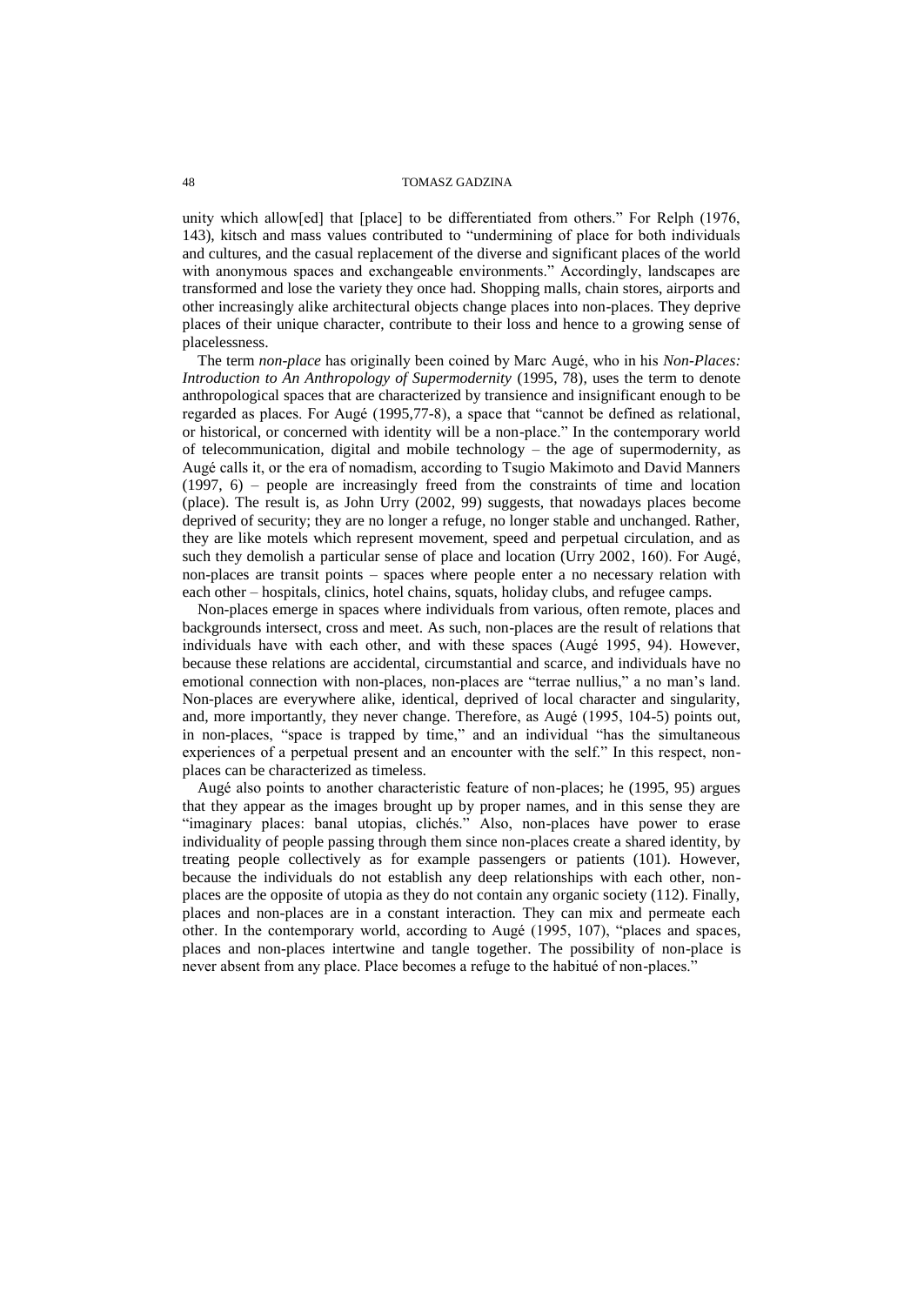unity which allow[ed] that [place] to be differentiated from others." For Relph (1976, 143), kitsch and mass values contributed to "undermining of place for both individuals and cultures, and the casual replacement of the diverse and significant places of the world with anonymous spaces and exchangeable environments." Accordingly, landscapes are transformed and lose the variety they once had. Shopping malls, chain stores, airports and other increasingly alike architectural objects change places into non-places. They deprive places of their unique character, contribute to their loss and hence to a growing sense of placelessness.

The term *non-place* has originally been coined by Marc Augé, who in his *Non-Places: Introduction to An Anthropology of Supermodernity* (1995, 78), uses the term to denote anthropological spaces that are characterized by transience and insignificant enough to be regarded as places. For Augé (1995,77-8), a space that "cannot be defined as relational, or historical, or concerned with identity will be a non-place." In the contemporary world of telecommunication, digital and mobile technology – the age of supermodernity, as Augé calls it, or the era of nomadism, according to Tsugio Makimoto and David Manners (1997, 6) – people are increasingly freed from the constraints of time and location (place). The result is, as John Urry (2002, 99) suggests, that nowadays places become deprived of security; they are no longer a refuge, no longer stable and unchanged. Rather, they are like motels which represent movement, speed and perpetual circulation, and as such they demolish a particular sense of place and location (Urry 2002, 160). For Augé, non-places are transit points – spaces where people enter a no necessary relation with each other – hospitals, clinics, hotel chains, squats, holiday clubs, and refugee camps.

Non-places emerge in spaces where individuals from various, often remote, places and backgrounds intersect, cross and meet. As such, non-places are the result of relations that individuals have with each other, and with these spaces (Augé 1995, 94). However, because these relations are accidental, circumstantial and scarce, and individuals have no emotional connection with non-places, non-places are "terrae nullius," a no man's land. Non-places are everywhere alike, identical, deprived of local character and singularity, and, more importantly, they never change. Therefore, as Augé (1995, 104-5) points out, in non-places, "space is trapped by time," and an individual "has the simultaneous experiences of a perpetual present and an encounter with the self." In this respect, non-places can be characterized as timeless.

Augé also points to another characteristic feature of non-places; he (1995, 95) argues that they appear as the images brought up by proper names, and in this sense they are "imaginary places: banal utopias, clichés." Also, non-places have power to erase individuality of people passing through them since non-places create a shared identity, by treating people collectively as for example passengers or patients (101). However, because the individuals do not establish any deep relationships with each other, non-places are the opposite of utopia as they do not contain any organic society (112). Finally, places and non-places are in a constant interaction. They can mix and permeate each other. In the contemporary world, according to Augé (1995, 107), "places and spaces, places and non-places intertwine and tangle together. The possibility of non-place is never absent from any place. Place becomes a refuge to the habitué of non-places."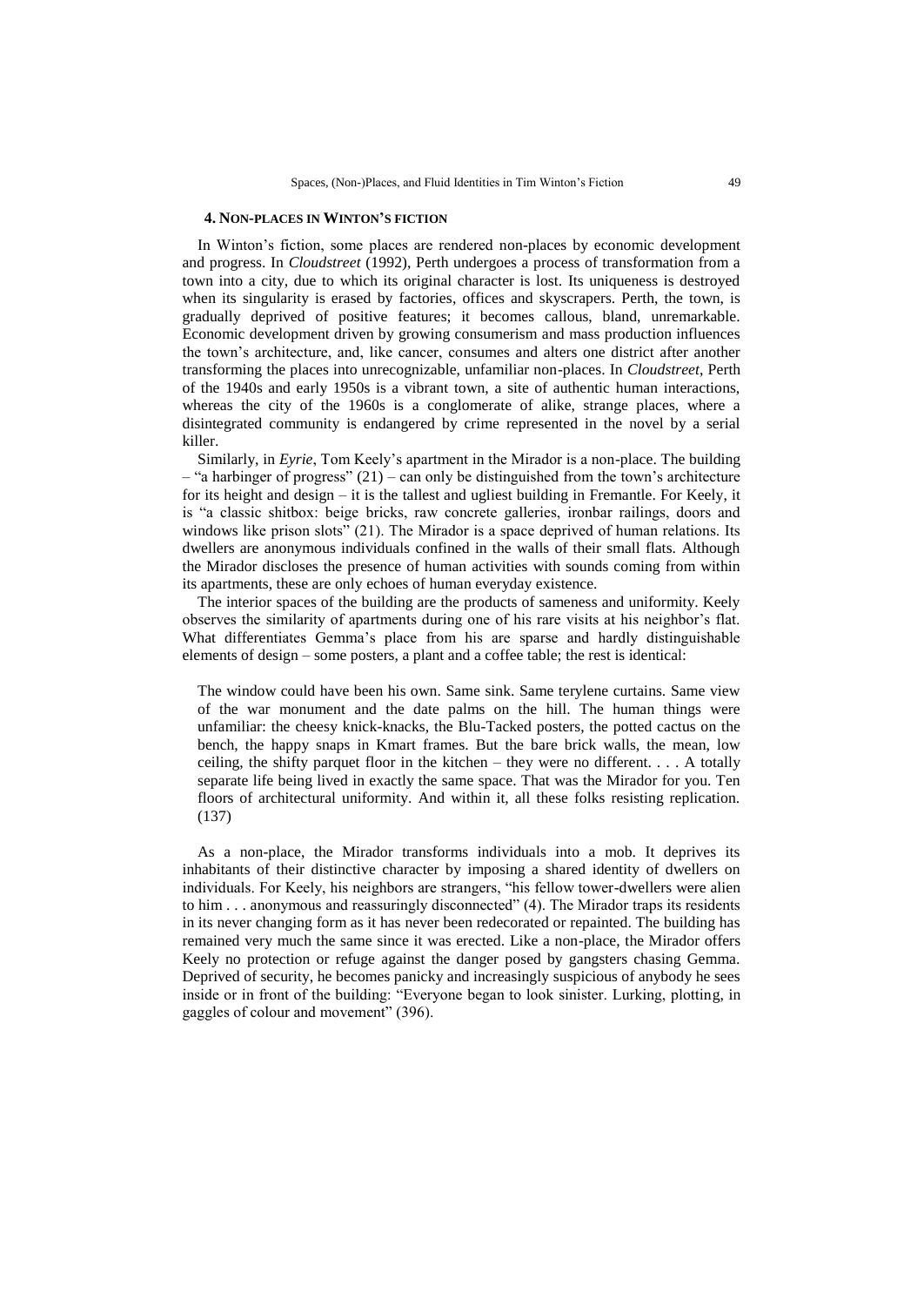## 4. Non-places in Winton's fiction

In Winton's fiction, some places are rendered non-places by economic development and progress. In *Cloudstreet* (1992), Perth undergoes a process of transformation from a town into a city, due to which its original character is lost. Its uniqueness is destroyed when its singularity is erased by factories, offices and skyscrapers. Perth, the town, is gradually deprived of positive features; it becomes callous, bland, unremarkable. Economic development driven by growing consumerism and mass production influences the town's architecture, and, like cancer, consumes and alters one district after another transforming the places into unrecognizable, unfamiliar non-places. In *Cloudstreet*, Perth of the 1940s and early 1950s is a vibrant town, a site of authentic human interactions, whereas the city of the 1960s is a conglomerate of alike, strange places, where a disintegrated community is endangered by crime represented in the novel by a serial killer.

Similarly, in *Eyrie*, Tom Keely's apartment in the Mirador is a non-place. The building – "a harbinger of progress" (21) – can only be distinguished from the town's architecture for its height and design – it is the tallest and ugliest building in Fremantle. For Keely, it is "a classic shitbox: beige bricks, raw concrete galleries, ironbar railings, doors and windows like prison slots" (21). The Mirador is a space deprived of human relations. Its dwellers are anonymous individuals confined in the walls of their small flats. Although the Mirador discloses the presence of human activities with sounds coming from within its apartments, these are only echoes of human everyday existence.

The interior spaces of the building are the products of sameness and uniformity. Keely observes the similarity of apartments during one of his rare visits at his neighbor's flat. What differentiates Gemma's place from his are sparse and hardly distinguishable elements of design – some posters, a plant and a coffee table; the rest is identical:

> The window could have been his own. Same sink. Same terylene curtains. Same view of the war monument and the date palms on the hill. The human things were unfamiliar: the cheesy knick-knacks, the Blu-Tacked posters, the potted cactus on the bench, the happy snaps in Kmart frames. But the bare brick walls, the mean, low ceiling, the shifty parquet floor in the kitchen – they were no different. . . . A totally separate life being lived in exactly the same space. That was the Mirador for you. Ten floors of architectural uniformity. And within it, all these folks resisting replication. (137)

As a non-place, the Mirador transforms individuals into a mob. It deprives its inhabitants of their distinctive character by imposing a shared identity of dwellers on individuals. For Keely, his neighbors are strangers, "his fellow tower-dwellers were alien to him . . . anonymous and reassuringly disconnected" (4). The Mirador traps its residents in its never changing form as it has never been redecorated or repainted. The building has remained very much the same since it was erected. Like a non-place, the Mirador offers Keely no protection or refuge against the danger posed by gangsters chasing Gemma. Deprived of security, he becomes panicky and increasingly suspicious of anybody he sees inside or in front of the building: "Everyone began to look sinister. Lurking, plotting, in gaggles of colour and movement" (396).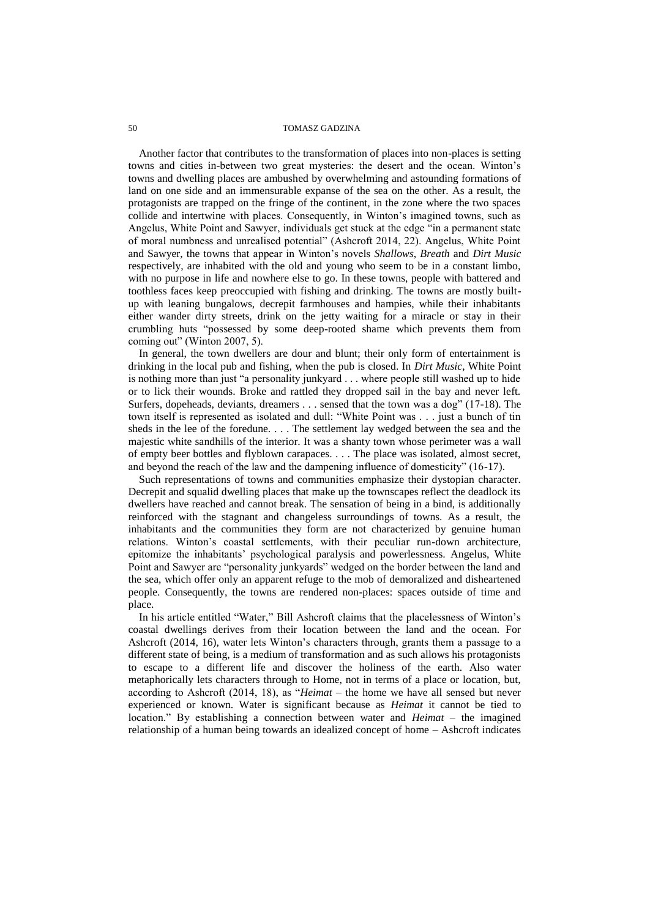Another factor that contributes to the transformation of places into non-places is setting towns and cities in-between two great mysteries: the desert and the ocean. Winton's towns and dwelling places are ambushed by overwhelming and astounding formations of land on one side and an immensurable expanse of the sea on the other. As a result, the protagonists are trapped on the fringe of the continent, in the zone where the two spaces collide and intertwine with places. Consequently, in Winton's imagined towns, such as Angelus, White Point and Sawyer, individuals get stuck at the edge "in a permanent state of moral numbness and unrealised potential" (Ashcroft 2014, 22). Angelus, White Point and Sawyer, the towns that appear in Winton's novels *Shallows*, *Breath* and *Dirt Music* respectively, are inhabited with the old and young who seem to be in a constant limbo, with no purpose in life and nowhere else to go. In these towns, people with battered and toothless faces keep preoccupied with fishing and drinking. The towns are mostly built-up with leaning bungalows, decrepit farmhouses and hampies, while their inhabitants either wander dirty streets, drink on the jetty waiting for a miracle or stay in their crumbling huts "possessed by some deep-rooted shame which prevents them from coming out" (Winton 2007, 5).

In general, the town dwellers are dour and blunt; their only form of entertainment is drinking in the local pub and fishing, when the pub is closed. In *Dirt Music*, White Point is nothing more than just "a personality junkyard . . . where people still washed up to hide or to lick their wounds. Broke and rattled they dropped sail in the bay and never left. Surfers, dopeheads, deviants, dreamers . . . sensed that the town was a dog" (17-18). The town itself is represented as isolated and dull: "White Point was . . . just a bunch of tin sheds in the lee of the foredune. . . . The settlement lay wedged between the sea and the majestic white sandhills of the interior. It was a shanty town whose perimeter was a wall of empty beer bottles and flyblown carapaces. . . . The place was isolated, almost secret, and beyond the reach of the law and the dampening influence of domesticity" (16-17).

Such representations of towns and communities emphasize their dystopian character. Decrepit and squalid dwelling places that make up the townscapes reflect the deadlock its dwellers have reached and cannot break. The sensation of being in a bind, is additionally reinforced with the stagnant and changeless surroundings of towns. As a result, the inhabitants and the communities they form are not characterized by genuine human relations. Winton's coastal settlements, with their peculiar run-down architecture, epitomize the inhabitants' psychological paralysis and powerlessness. Angelus, White Point and Sawyer are "personality junkyards" wedged on the border between the land and the sea, which offer only an apparent refuge to the mob of demoralized and disheartened people. Consequently, the towns are rendered non-places: spaces outside of time and place.

In his article entitled "Water," Bill Ashcroft claims that the placelessness of Winton's coastal dwellings derives from their location between the land and the ocean. For Ashcroft (2014, 16), water lets Winton's characters through, grants them a passage to a different state of being, is a medium of transformation and as such allows his protagonists to escape to a different life and discover the holiness of the earth. Also water metaphorically lets characters through to Home, not in terms of a place or location, but, according to Ashcroft (2014, 18), as "*Heimat* – the home we have all sensed but never experienced or known. Water is significant because as *Heimat* it cannot be tied to location." By establishing a connection between water and *Heimat* – the imagined relationship of a human being towards an idealized concept of home – Ashcroft indicates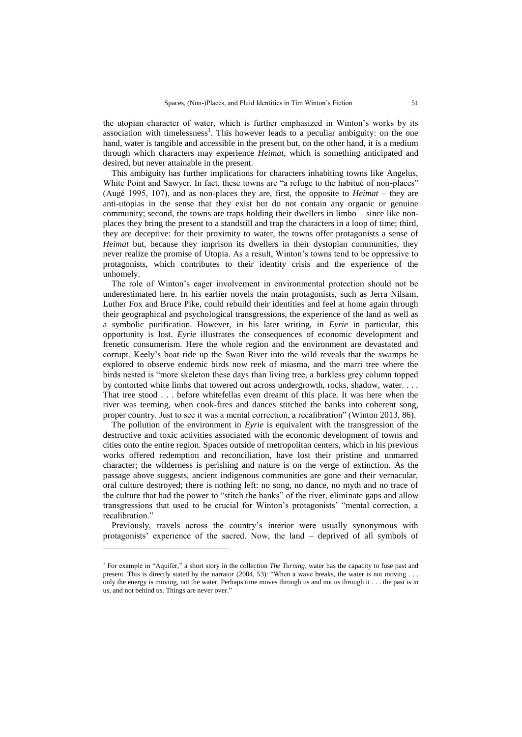the utopian character of water, which is further emphasized in Winton's works by its association with timelessness[1]. This however leads to a peculiar ambiguity: on the one hand, water is tangible and accessible in the present but, on the other hand, it is a medium through which characters may experience *Heimat*, which is something anticipated and desired, but never attainable in the present.

This ambiguity has further implications for characters inhabiting towns like Angelus, White Point and Sawyer. In fact, these towns are "a refuge to the habitué of non-places" (Augé 1995, 107), and as non-places they are, first, the opposite to *Heimat* – they are anti-utopias in the sense that they exist but do not contain any organic or genuine community; second, the towns are traps holding their dwellers in limbo – since like non-places they bring the present to a standstill and trap the characters in a loop of time; third, they are deceptive: for their proximity to water, the towns offer protagonists a sense of *Heimat* but, because they imprison its dwellers in their dystopian communities, they never realize the promise of Utopia. As a result, Winton's towns tend to be oppressive to protagonists, which contributes to their identity crisis and the experience of the unhomely.

The role of Winton's eager involvement in environmental protection should not be underestimated here. In his earlier novels the main protagonists, such as Jerra Nilsam, Luther Fox and Bruce Pike, could rebuild their identities and feel at home again through their geographical and psychological transgressions, the experience of the land as well as a symbolic purification. However, in his later writing, in *Eyrie* in particular, this opportunity is lost. *Eyrie* illustrates the consequences of economic development and frenetic consumerism. Here the whole region and the environment are devastated and corrupt. Keely's boat ride up the Swan River into the wild reveals that the swamps he explored to observe endemic birds now reek of miasma, and the marri tree where the birds nested is "more skeleton these days than living tree, a barkless grey column topped by contorted white limbs that towered out across undergrowth, rocks, shadow, water. . . . That tree stood . . . before whitefellas even dreamt of this place. It was here when the river was teeming, when cook-fires and dances stitched the banks into coherent song, proper country. Just to see it was a mental correction, a recalibration" (Winton 2013, 86).

The pollution of the environment in *Eyrie* is equivalent with the transgression of the destructive and toxic activities associated with the economic development of towns and cities onto the entire region. Spaces outside of metropolitan centers, which in his previous works offered redemption and reconciliation, have lost their pristine and unmarred character; the wilderness is perishing and nature is on the verge of extinction. As the passage above suggests, ancient indigenous communities are gone and their vernacular, oral culture destroyed; there is nothing left: no song, no dance, no myth and no trace of the culture that had the power to "stitch the banks" of the river, eliminate gaps and allow transgressions that used to be crucial for Winton's protagonists' "mental correction, a recalibration."

Previously, travels across the country's interior were usually synonymous with protagonists' experience of the sacred. Now, the land – deprived of all symbols of

---

[1] For example in "Aquifer," a short story in the collection *The Turning*, water has the capacity to fuse past and present. This is directly stated by the narrator (2004, 53): "When a wave breaks, the water is not moving . . . only the energy is moving, not the water. Perhaps time moves through us and not us through it . . . the past is in us, and not behind us. Things are never over."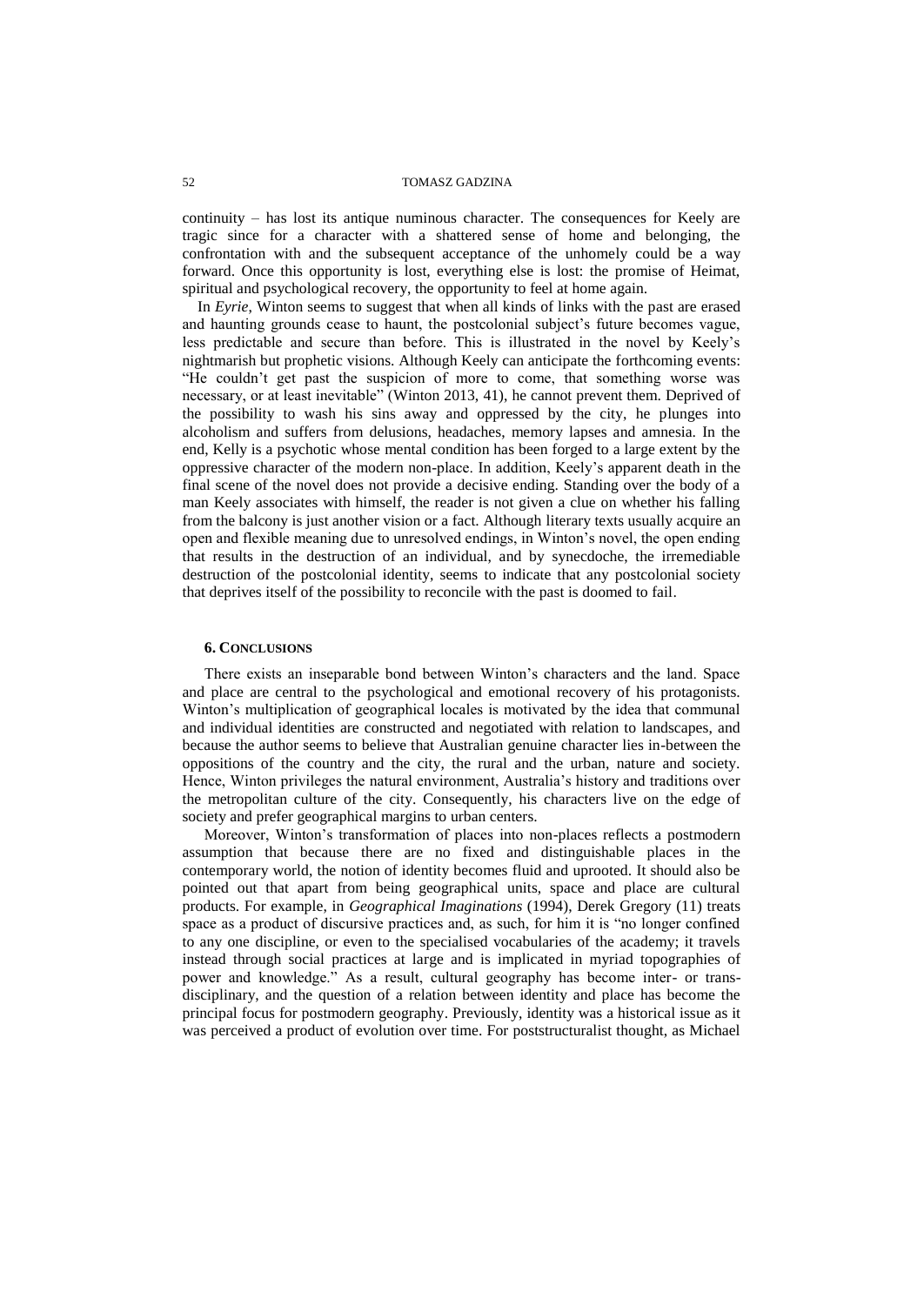continuity – has lost its antique numinous character. The consequences for Keely are tragic since for a character with a shattered sense of home and belonging, the confrontation with and the subsequent acceptance of the unhomely could be a way forward. Once this opportunity is lost, everything else is lost: the promise of Heimat, spiritual and psychological recovery, the opportunity to feel at home again.

In *Eyrie*, Winton seems to suggest that when all kinds of links with the past are erased and haunting grounds cease to haunt, the postcolonial subject's future becomes vague, less predictable and secure than before. This is illustrated in the novel by Keely's nightmarish but prophetic visions. Although Keely can anticipate the forthcoming events: "He couldn't get past the suspicion of more to come, that something worse was necessary, or at least inevitable" (Winton 2013, 41), he cannot prevent them. Deprived of the possibility to wash his sins away and oppressed by the city, he plunges into alcoholism and suffers from delusions, headaches, memory lapses and amnesia. In the end, Kelly is a psychotic whose mental condition has been forged to a large extent by the oppressive character of the modern non-place. In addition, Keely's apparent death in the final scene of the novel does not provide a decisive ending. Standing over the body of a man Keely associates with himself, the reader is not given a clue on whether his falling from the balcony is just another vision or a fact. Although literary texts usually acquire an open and flexible meaning due to unresolved endings, in Winton's novel, the open ending that results in the destruction of an individual, and by synecdoche, the irremediable destruction of the postcolonial identity, seems to indicate that any postcolonial society that deprives itself of the possibility to reconcile with the past is doomed to fail.

## 6. Conclusions

There exists an inseparable bond between Winton's characters and the land. Space and place are central to the psychological and emotional recovery of his protagonists. Winton's multiplication of geographical locales is motivated by the idea that communal and individual identities are constructed and negotiated with relation to landscapes, and because the author seems to believe that Australian genuine character lies in-between the oppositions of the country and the city, the rural and the urban, nature and society. Hence, Winton privileges the natural environment, Australia's history and traditions over the metropolitan culture of the city. Consequently, his characters live on the edge of society and prefer geographical margins to urban centers.

Moreover, Winton's transformation of places into non-places reflects a postmodern assumption that because there are no fixed and distinguishable places in the contemporary world, the notion of identity becomes fluid and uprooted. It should also be pointed out that apart from being geographical units, space and place are cultural products. For example, in *Geographical Imaginations* (1994), Derek Gregory (11) treats space as a product of discursive practices and, as such, for him it is "no longer confined to any one discipline, or even to the specialised vocabularies of the academy; it travels instead through social practices at large and is implicated in myriad topographies of power and knowledge." As a result, cultural geography has become inter- or trans-disciplinary, and the question of a relation between identity and place has become the principal focus for postmodern geography. Previously, identity was a historical issue as it was perceived a product of evolution over time. For poststructuralist thought, as Michael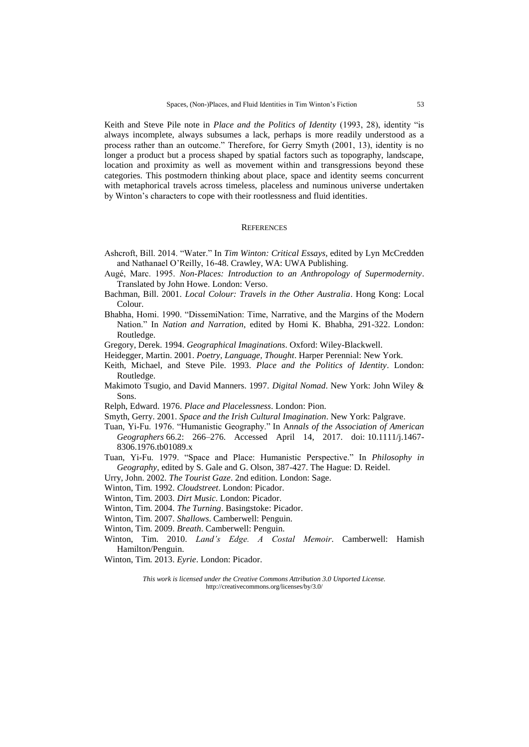Keith and Steve Pile note in *Place and the Politics of Identity* (1993, 28), identity "is always incomplete, always subsumes a lack, perhaps is more readily understood as a process rather than an outcome." Therefore, for Gerry Smyth (2001, 13), identity is no longer a product but a process shaped by spatial factors such as topography, landscape, location and proximity as well as movement within and transgressions beyond these categories. This postmodern thinking about place, space and identity seems concurrent with metaphorical travels across timeless, placeless and numinous universe undertaken by Winton's characters to cope with their rootlessness and fluid identities.

## REFERENCES

Ashcroft, Bill. 2014. "Water." In *Tim Winton: Critical Essays*, edited by Lyn McCredden and Nathanael O'Reilly, 16-48. Crawley, WA: UWA Publishing.

Augé, Marc. 1995. *Non-Places: Introduction to an Anthropology of Supermodernity*. Translated by John Howe. London: Verso.

Bachman, Bill. 2001. *Local Colour: Travels in the Other Australia*. Hong Kong: Local Colour.

Bhabha, Homi. 1990. "DissemiNation: Time, Narrative, and the Margins of the Modern Nation." In *Nation and Narration*, edited by Homi K. Bhabha, 291-322. London: Routledge.

Gregory, Derek. 1994. *Geographical Imaginations*. Oxford: Wiley-Blackwell.

Heidegger, Martin. 2001. *Poetry, Language, Thought*. Harper Perennial: New York.

Keith, Michael, and Steve Pile. 1993. *Place and the Politics of Identity*. London: Routledge.

Makimoto Tsugio, and David Manners. 1997. *Digital Nomad*. New York: John Wiley & Sons.

Relph, Edward. 1976. *Place and Placelessness*. London: Pion.

Smyth, Gerry. 2001. *Space and the Irish Cultural Imagination*. New York: Palgrave.

Tuan, Yi-Fu. 1976. "Humanistic Geography." In A*nnals of the Association of American Geographers* 66.2: 266–276. Accessed April 14, 2017. doi: 10.1111/j.1467-8306.1976.tb01089.x

Tuan, Yi-Fu. 1979. "Space and Place: Humanistic Perspective." In *Philosophy in Geography*, edited by S. Gale and G. Olson, 387-427. The Hague: D. Reidel.

Urry, John. 2002. *The Tourist Gaze*. 2nd edition. London: Sage.

Winton, Tim. 1992. *Cloudstreet*. London: Picador.

Winton, Tim. 2003. *Dirt Music*. London: Picador.

Winton, Tim. 2004. *The Turning*. Basingstoke: Picador.

Winton, Tim. 2007. *Shallows*. Camberwell: Penguin.

Winton, Tim. 2009. *Breath*. Camberwell: Penguin.

Winton, Tim. 2010. *Land's Edge. A Costal Memoir*. Camberwell: Hamish Hamilton/Penguin.

Winton, Tim. 2013. *Eyrie*. London: Picador.

*This work is licensed under the Creative Commons Attribution 3.0 Unported License.*
http://creativecommons.org/licenses/by/3.0/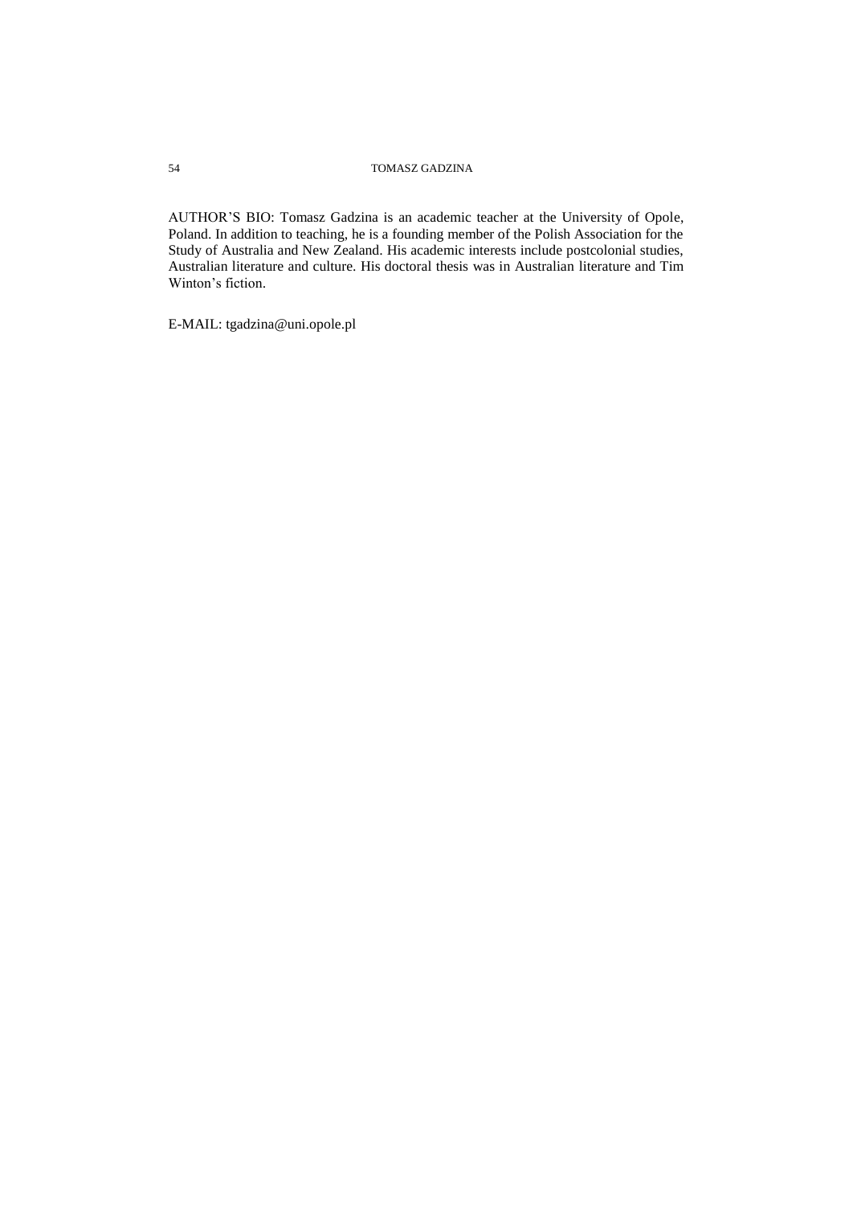AUTHOR'S BIO: Tomasz Gadzina is an academic teacher at the University of Opole, Poland. In addition to teaching, he is a founding member of the Polish Association for the Study of Australia and New Zealand. His academic interests include postcolonial studies, Australian literature and culture. His doctoral thesis was in Australian literature and Tim Winton's fiction.

E-MAIL: tgadzina@uni.opole.pl